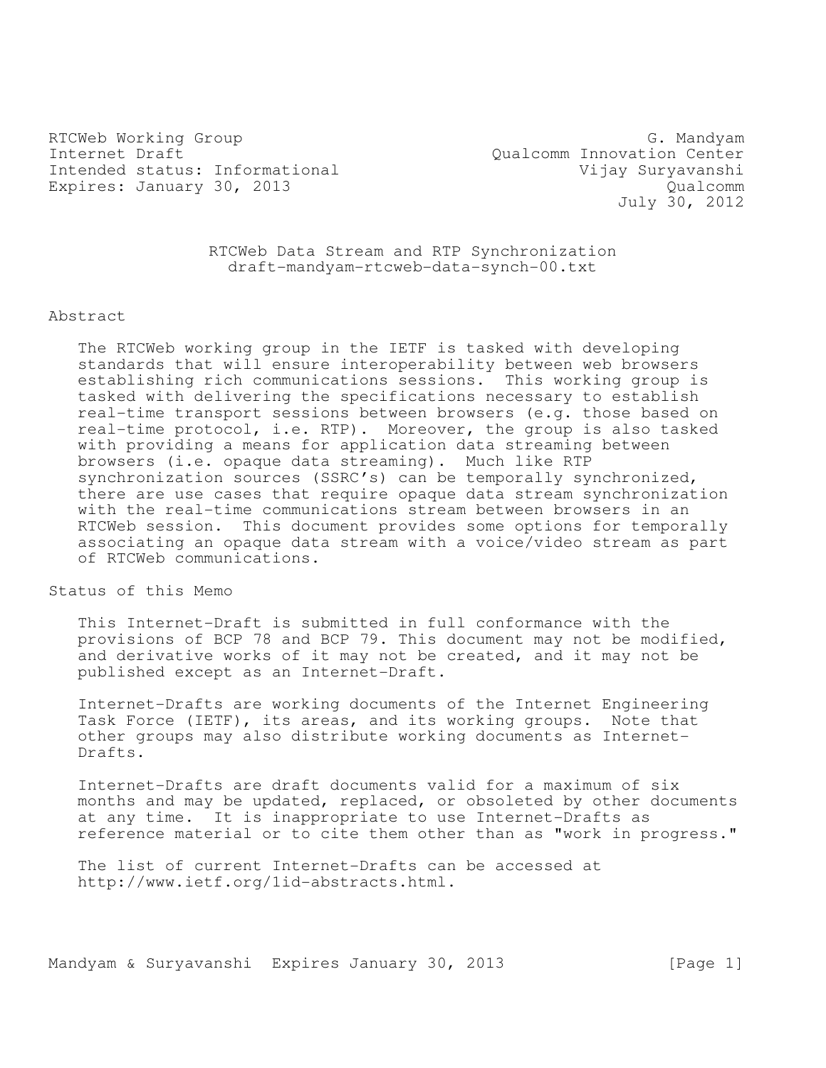RTCWeb Working Group — G. Mandyam
Internet Draft — Qualcomm Innovation Center
Intended status: Informational — Vijay Suryavanshi
Expires: January 30, 2013 — Qualcomm
July 30, 2012

# RTCWeb Data Stream and RTP Synchronization

draft-mandyam-rtcweb-data-synch-00.txt

## Abstract

The RTCWeb working group in the IETF is tasked with developing standards that will ensure interoperability between web browsers establishing rich communications sessions. This working group is tasked with delivering the specifications necessary to establish real-time transport sessions between browsers (e.g. those based on real-time protocol, i.e. RTP). Moreover, the group is also tasked with providing a means for application data streaming between browsers (i.e. opaque data streaming). Much like RTP synchronization sources (SSRC's) can be temporally synchronized, there are use cases that require opaque data stream synchronization with the real-time communications stream between browsers in an RTCWeb session. This document provides some options for temporally associating an opaque data stream with a voice/video stream as part of RTCWeb communications.

## Status of this Memo

This Internet-Draft is submitted in full conformance with the provisions of BCP 78 and BCP 79. This document may not be modified, and derivative works of it may not be created, and it may not be published except as an Internet-Draft.

Internet-Drafts are working documents of the Internet Engineering Task Force (IETF), its areas, and its working groups. Note that other groups may also distribute working documents as Internet-Drafts.

Internet-Drafts are draft documents valid for a maximum of six months and may be updated, replaced, or obsoleted by other documents at any time. It is inappropriate to use Internet-Drafts as reference material or to cite them other than as "work in progress."

The list of current Internet-Drafts can be accessed at http://www.ietf.org/1id-abstracts.html.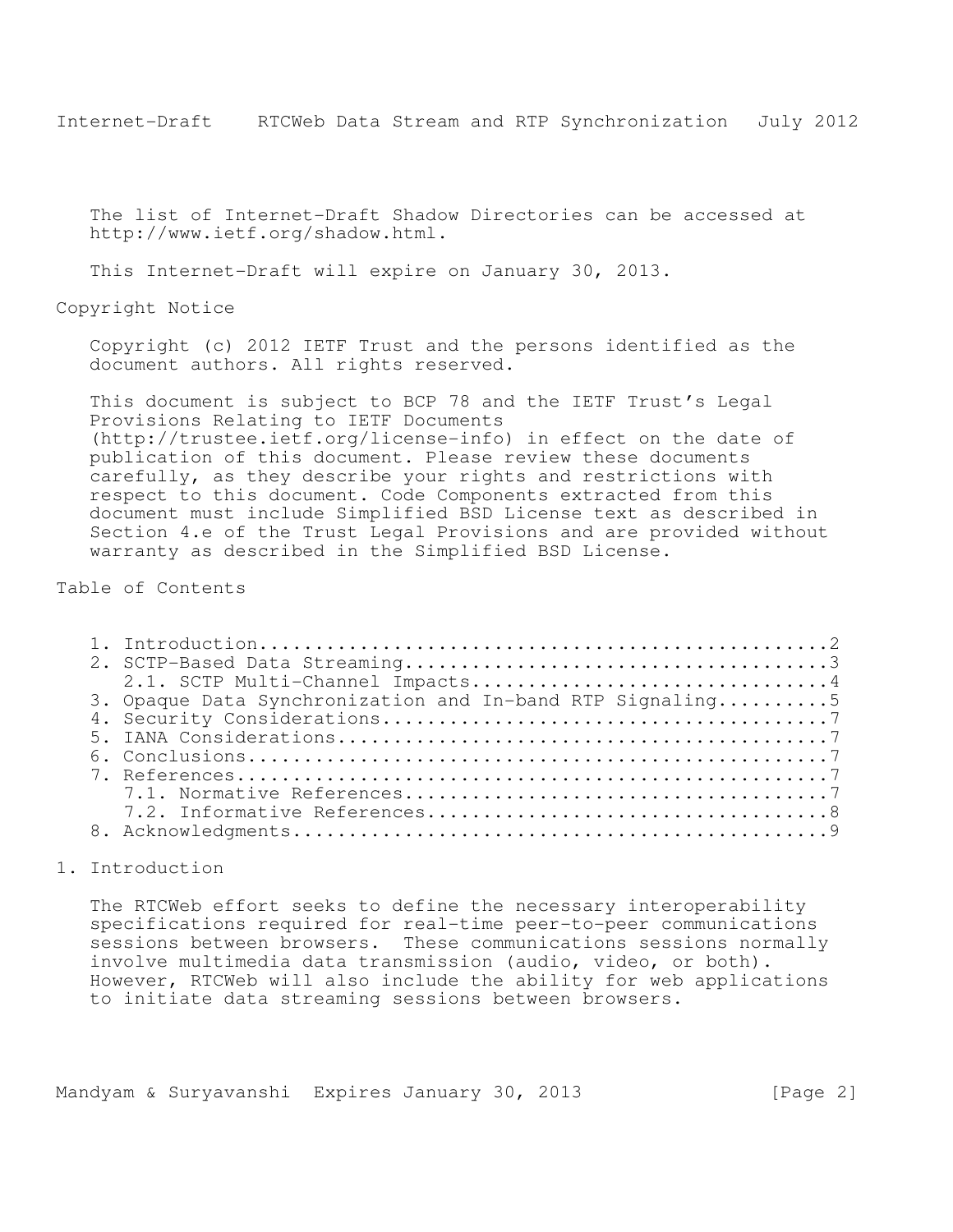The list of Internet-Draft Shadow Directories can be accessed at http://www.ietf.org/shadow.html.

This Internet-Draft will expire on January 30, 2013.

## Copyright Notice

Copyright (c) 2012 IETF Trust and the persons identified as the document authors. All rights reserved.

This document is subject to BCP 78 and the IETF Trust's Legal Provisions Relating to IETF Documents (http://trustee.ietf.org/license-info) in effect on the date of publication of this document. Please review these documents carefully, as they describe your rights and restrictions with respect to this document. Code Components extracted from this document must include Simplified BSD License text as described in Section 4.e of the Trust Legal Provisions and are provided without warranty as described in the Simplified BSD License.

## Table of Contents

1. Introduction....................................................2
2. SCTP-Based Data Streaming.......................................3
   2.1. SCTP Multi-Channel Impacts.................................4
3. Opaque Data Synchronization and In-band RTP Signaling..........5
4. Security Considerations.........................................7
5. IANA Considerations.............................................7
6. Conclusions.....................................................7
7. References......................................................7
   7.1. Normative References.......................................7
   7.2. Informative References.....................................8
8. Acknowledgments.................................................9

## 1. Introduction

The RTCWeb effort seeks to define the necessary interoperability specifications required for real-time peer-to-peer communications sessions between browsers. These communications sessions normally involve multimedia data transmission (audio, video, or both). However, RTCWeb will also include the ability for web applications to initiate data streaming sessions between browsers.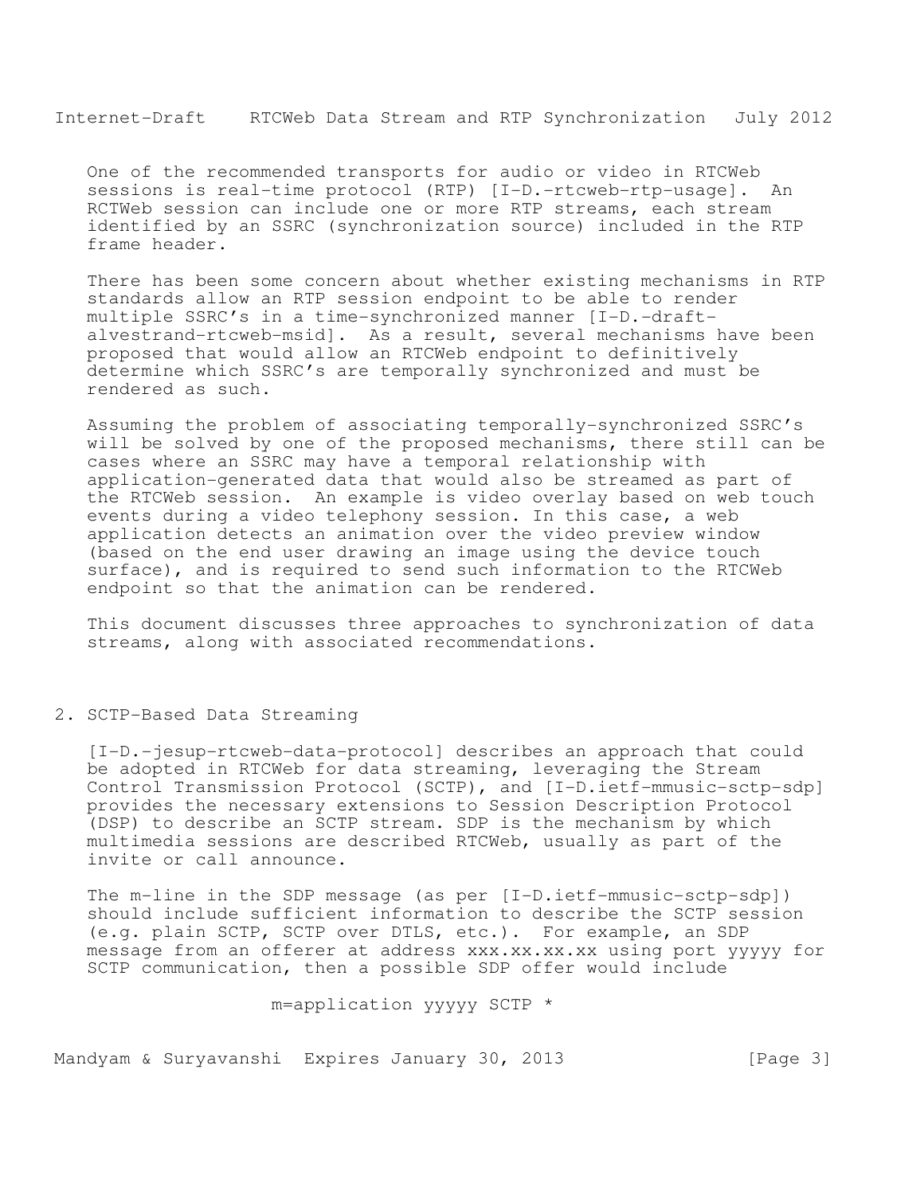One of the recommended transports for audio or video in RTCWeb sessions is real-time protocol (RTP) [I-D.-rtcweb-rtp-usage]. An RCTWeb session can include one or more RTP streams, each stream identified by an SSRC (synchronization source) included in the RTP frame header.

There has been some concern about whether existing mechanisms in RTP standards allow an RTP session endpoint to be able to render multiple SSRC's in a time-synchronized manner [I-D.-draft-alvestrand-rtcweb-msid]. As a result, several mechanisms have been proposed that would allow an RTCWeb endpoint to definitively determine which SSRC's are temporally synchronized and must be rendered as such.

Assuming the problem of associating temporally-synchronized SSRC's will be solved by one of the proposed mechanisms, there still can be cases where an SSRC may have a temporal relationship with application-generated data that would also be streamed as part of the RTCWeb session. An example is video overlay based on web touch events during a video telephony session. In this case, a web application detects an animation over the video preview window (based on the end user drawing an image using the device touch surface), and is required to send such information to the RTCWeb endpoint so that the animation can be rendered.

This document discusses three approaches to synchronization of data streams, along with associated recommendations.

## 2. SCTP-Based Data Streaming

[I-D.-jesup-rtcweb-data-protocol] describes an approach that could be adopted in RTCWeb for data streaming, leveraging the Stream Control Transmission Protocol (SCTP), and [I-D.ietf-mmusic-sctp-sdp] provides the necessary extensions to Session Description Protocol (DSP) to describe an SCTP stream. SDP is the mechanism by which multimedia sessions are described RTCWeb, usually as part of the invite or call announce.

The m-line in the SDP message (as per [I-D.ietf-mmusic-sctp-sdp]) should include sufficient information to describe the SCTP session (e.g. plain SCTP, SCTP over DTLS, etc.). For example, an SDP message from an offerer at address xxx.xx.xx.xx using port yyyyy for SCTP communication, then a possible SDP offer would include

```
m=application yyyyy SCTP *
```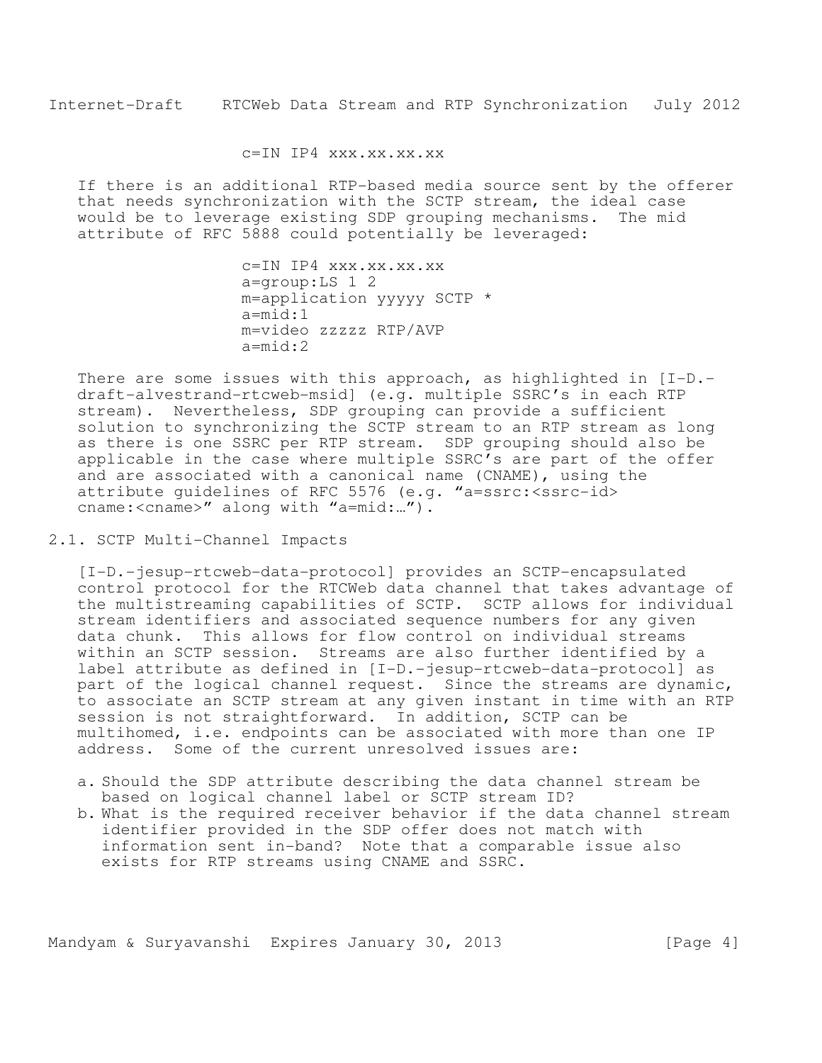```
c=IN IP4 xxx.xx.xx.xx
```

If there is an additional RTP-based media source sent by the offerer that needs synchronization with the SCTP stream, the ideal case would be to leverage existing SDP grouping mechanisms. The mid attribute of RFC 5888 could potentially be leveraged:

```
c=IN IP4 xxx.xx.xx.xx
a=group:LS 1 2
m=application yyyyy SCTP *
a=mid:1
m=video zzzzz RTP/AVP
a=mid:2
```

There are some issues with this approach, as highlighted in [I-D.-draft-alvestrand-rtcweb-msid] (e.g. multiple SSRC's in each RTP stream). Nevertheless, SDP grouping can provide a sufficient solution to synchronizing the SCTP stream to an RTP stream as long as there is one SSRC per RTP stream. SDP grouping should also be applicable in the case where multiple SSRC's are part of the offer and are associated with a canonical name (CNAME), using the attribute guidelines of RFC 5576 (e.g. "a=ssrc:<ssrc-id> cname:<cname>" along with "a=mid:…").

## 2.1. SCTP Multi-Channel Impacts

[I-D.-jesup-rtcweb-data-protocol] provides an SCTP-encapsulated control protocol for the RTCWeb data channel that takes advantage of the multistreaming capabilities of SCTP. SCTP allows for individual stream identifiers and associated sequence numbers for any given data chunk. This allows for flow control on individual streams within an SCTP session. Streams are also further identified by a label attribute as defined in [I-D.-jesup-rtcweb-data-protocol] as part of the logical channel request. Since the streams are dynamic, to associate an SCTP stream at any given instant in time with an RTP session is not straightforward. In addition, SCTP can be multihomed, i.e. endpoints can be associated with more than one IP address. Some of the current unresolved issues are:

a. Should the SDP attribute describing the data channel stream be based on logical channel label or SCTP stream ID?
b. What is the required receiver behavior if the data channel stream identifier provided in the SDP offer does not match with information sent in-band? Note that a comparable issue also exists for RTP streams using CNAME and SSRC.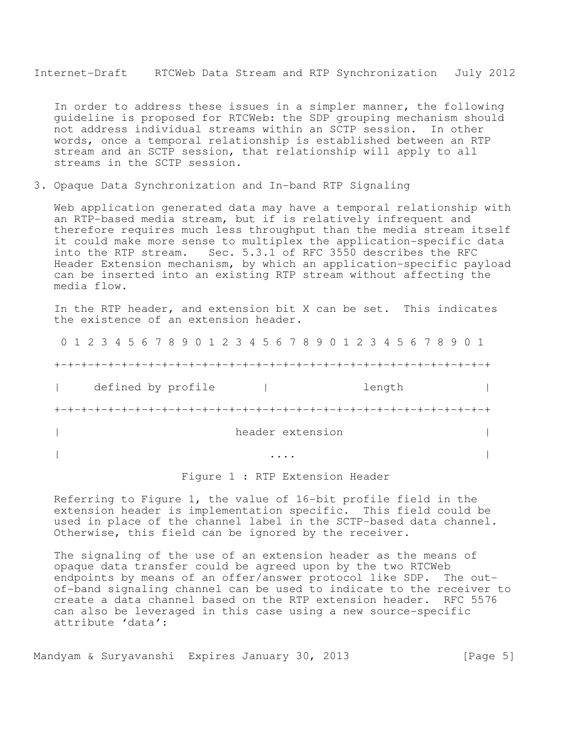In order to address these issues in a simpler manner, the following guideline is proposed for RTCWeb: the SDP grouping mechanism should not address individual streams within an SCTP session. In other words, once a temporal relationship is established between an RTP stream and an SCTP session, that relationship will apply to all streams in the SCTP session.

## 3. Opaque Data Synchronization and In-band RTP Signaling

Web application generated data may have a temporal relationship with an RTP-based media stream, but if is relatively infrequent and therefore requires much less throughput than the media stream itself it could make more sense to multiplex the application-specific data into the RTP stream. Sec. 5.3.1 of RFC 3550 describes the RFC Header Extension mechanism, by which an application-specific payload can be inserted into an existing RTP stream without affecting the media flow.

In the RTP header, and extension bit X can be set. This indicates the existence of an extension header.

```
 0 1 2 3 4 5 6 7 8 9 0 1 2 3 4 5 6 7 8 9 0 1 2 3 4 5 6 7 8 9 0 1

+-+-+-+-+-+-+-+-+-+-+-+-+-+-+-+-+-+-+-+-+-+-+-+-+-+-+-+-+-+-+-+-+

|     defined by profile       |             length              |

+-+-+-+-+-+-+-+-+-+-+-+-+-+-+-+-+-+-+-+-+-+-+-+-+-+-+-+-+-+-+-+-+

|                        header extension                        |

|                              ....                              |
```

Figure 1 : RTP Extension Header

Referring to Figure 1, the value of 16-bit profile field in the extension header is implementation specific. This field could be used in place of the channel label in the SCTP-based data channel. Otherwise, this field can be ignored by the receiver.

The signaling of the use of an extension header as the means of opaque data transfer could be agreed upon by the two RTCWeb endpoints by means of an offer/answer protocol like SDP. The out-of-band signaling channel can be used to indicate to the receiver to create a data channel based on the RTP extension header. RFC 5576 can also be leveraged in this case using a new source-specific attribute 'data':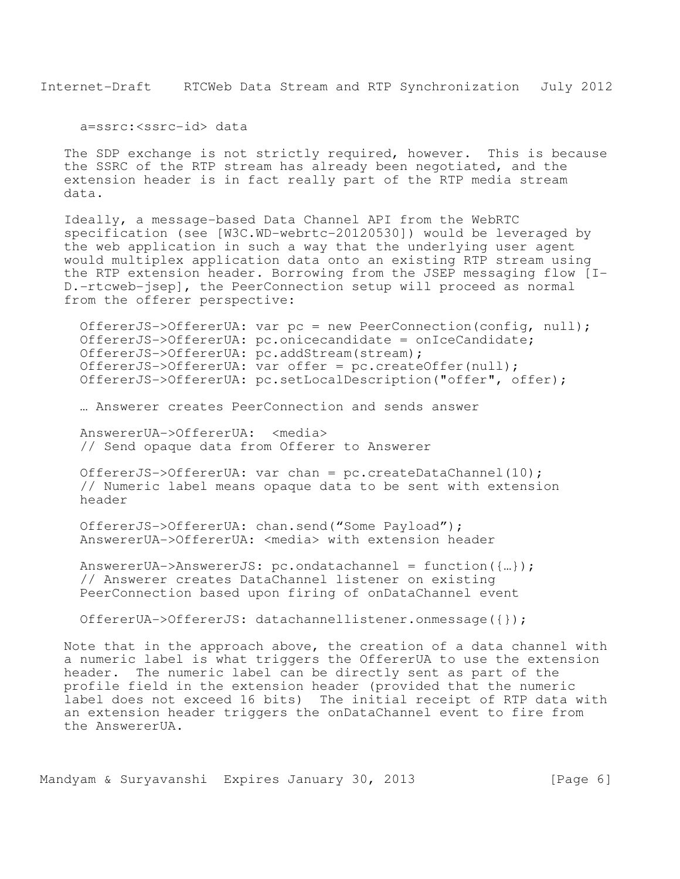```
a=ssrc:<ssrc-id> data
```

The SDP exchange is not strictly required, however. This is because the SSRC of the RTP stream has already been negotiated, and the extension header is in fact really part of the RTP media stream data.

Ideally, a message-based Data Channel API from the WebRTC specification (see [W3C.WD-webrtc-20120530]) would be leveraged by the web application in such a way that the underlying user agent would multiplex application data onto an existing RTP stream using the RTP extension header. Borrowing from the JSEP messaging flow [I-D.-rtcweb-jsep], the PeerConnection setup will proceed as normal from the offerer perspective:

```
OffererJS->OffererUA: var pc = new PeerConnection(config, null);
OffererJS->OffererUA: pc.onicecandidate = onIceCandidate;
OffererJS->OffererUA: pc.addStream(stream);
OffererJS->OffererUA: var offer = pc.createOffer(null);
OffererJS->OffererUA: pc.setLocalDescription("offer", offer);

… Answerer creates PeerConnection and sends answer

AnswererUA->OffererUA:  <media>
// Send opaque data from Offerer to Answerer

OffererJS->OffererUA: var chan = pc.createDataChannel(10);
// Numeric label means opaque data to be sent with extension
header

OffererJS->OffererUA: chan.send("Some Payload");
AnswererUA->OffererUA: <media> with extension header

AnswererUA->AnswererJS: pc.ondatachannel = function({…});
// Answerer creates DataChannel listener on existing
PeerConnection based upon firing of onDataChannel event

OffererUA->OffererJS: datachannellistener.onmessage({});
```

Note that in the approach above, the creation of a data channel with a numeric label is what triggers the OffererUA to use the extension header. The numeric label can be directly sent as part of the profile field in the extension header (provided that the numeric label does not exceed 16 bits) The initial receipt of RTP data with an extension header triggers the onDataChannel event to fire from the AnswererUA.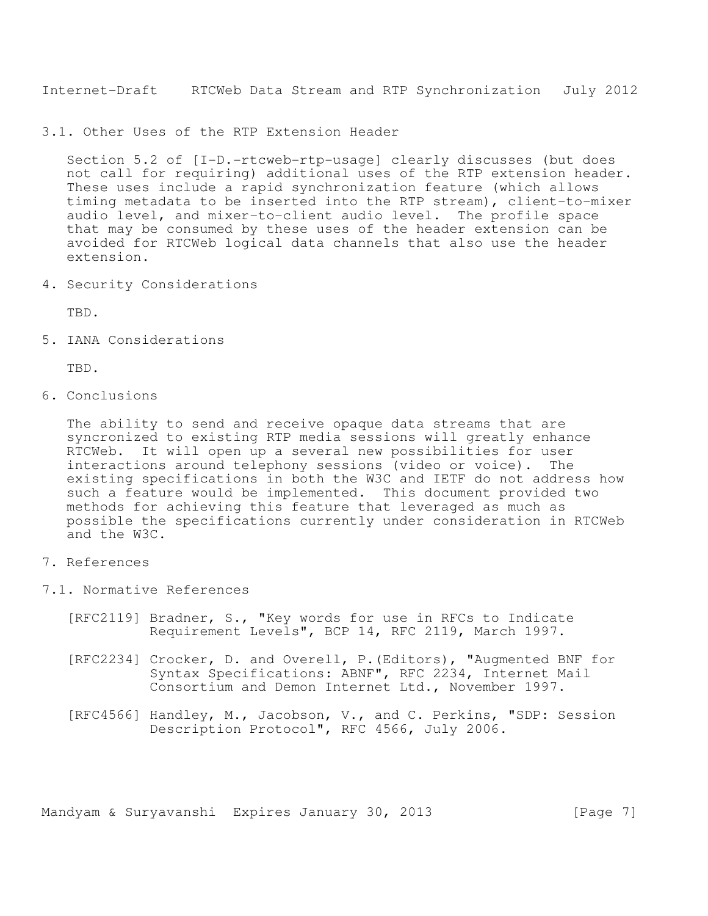### 3.1. Other Uses of the RTP Extension Header

Section 5.2 of [I-D.-rtcweb-rtp-usage] clearly discusses (but does not call for requiring) additional uses of the RTP extension header. These uses include a rapid synchronization feature (which allows timing metadata to be inserted into the RTP stream), client-to-mixer audio level, and mixer-to-client audio level. The profile space that may be consumed by these uses of the header extension can be avoided for RTCWeb logical data channels that also use the header extension.

## 4. Security Considerations

TBD.

## 5. IANA Considerations

TBD.

## 6. Conclusions

The ability to send and receive opaque data streams that are syncronized to existing RTP media sessions will greatly enhance RTCWeb. It will open up a several new possibilities for user interactions around telephony sessions (video or voice). The existing specifications in both the W3C and IETF do not address how such a feature would be implemented. This document provided two methods for achieving this feature that leveraged as much as possible the specifications currently under consideration in RTCWeb and the W3C.

## 7. References

### 7.1. Normative References

[RFC2119] Bradner, S., "Key words for use in RFCs to Indicate Requirement Levels", BCP 14, RFC 2119, March 1997.

[RFC2234] Crocker, D. and Overell, P.(Editors), "Augmented BNF for Syntax Specifications: ABNF", RFC 2234, Internet Mail Consortium and Demon Internet Ltd., November 1997.

[RFC4566] Handley, M., Jacobson, V., and C. Perkins, "SDP: Session Description Protocol", RFC 4566, July 2006.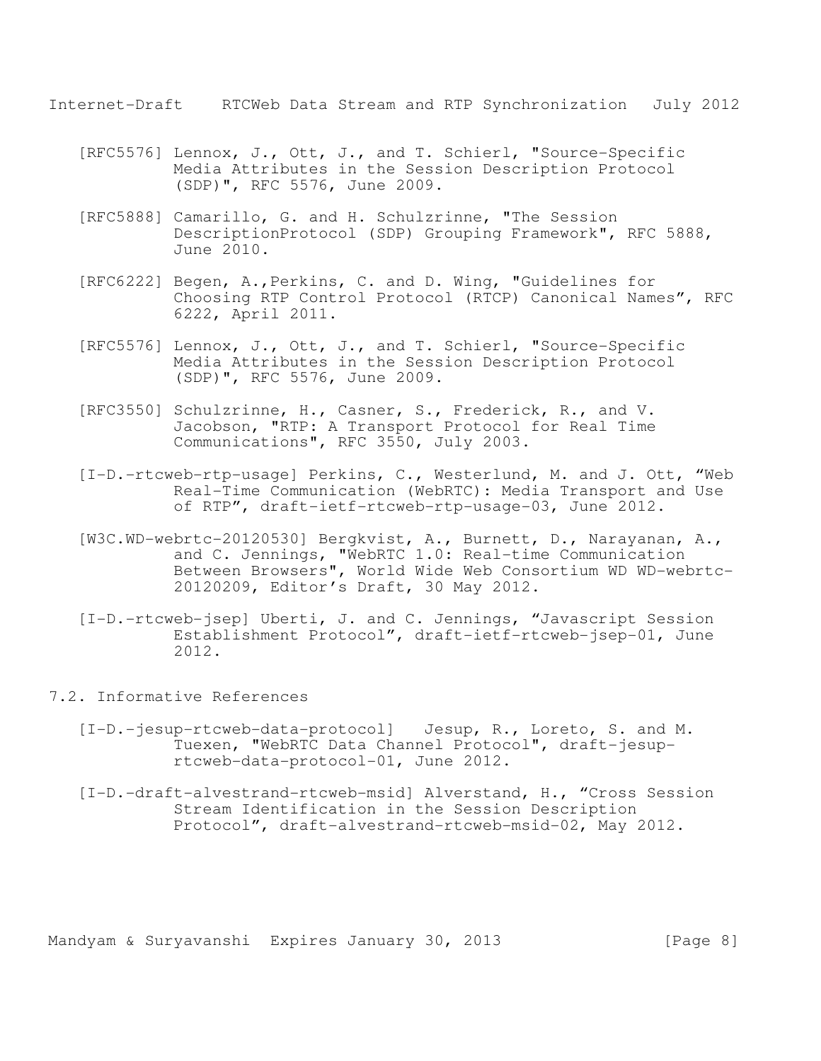[RFC5576] Lennox, J., Ott, J., and T. Schierl, "Source-Specific Media Attributes in the Session Description Protocol (SDP)", RFC 5576, June 2009.

[RFC5888] Camarillo, G. and H. Schulzrinne, "The Session DescriptionProtocol (SDP) Grouping Framework", RFC 5888, June 2010.

[RFC6222] Begen, A.,Perkins, C. and D. Wing, "Guidelines for Choosing RTP Control Protocol (RTCP) Canonical Names", RFC 6222, April 2011.

[RFC5576] Lennox, J., Ott, J., and T. Schierl, "Source-Specific Media Attributes in the Session Description Protocol (SDP)", RFC 5576, June 2009.

[RFC3550] Schulzrinne, H., Casner, S., Frederick, R., and V. Jacobson, "RTP: A Transport Protocol for Real Time Communications", RFC 3550, July 2003.

[I-D.-rtcweb-rtp-usage] Perkins, C., Westerlund, M. and J. Ott, "Web Real-Time Communication (WebRTC): Media Transport and Use of RTP", draft-ietf-rtcweb-rtp-usage-03, June 2012.

[W3C.WD-webrtc-20120530] Bergkvist, A., Burnett, D., Narayanan, A., and C. Jennings, "WebRTC 1.0: Real-time Communication Between Browsers", World Wide Web Consortium WD WD-webrtc-20120209, Editor's Draft, 30 May 2012.

[I-D.-rtcweb-jsep] Uberti, J. and C. Jennings, "Javascript Session Establishment Protocol", draft-ietf-rtcweb-jsep-01, June 2012.

## 7.2. Informative References

[I-D.-jesup-rtcweb-data-protocol] Jesup, R., Loreto, S. and M. Tuexen, "WebRTC Data Channel Protocol", draft-jesup-rtcweb-data-protocol-01, June 2012.

[I-D.-draft-alvestrand-rtcweb-msid] Alverstand, H., "Cross Session Stream Identification in the Session Description Protocol", draft-alvestrand-rtcweb-msid-02, May 2012.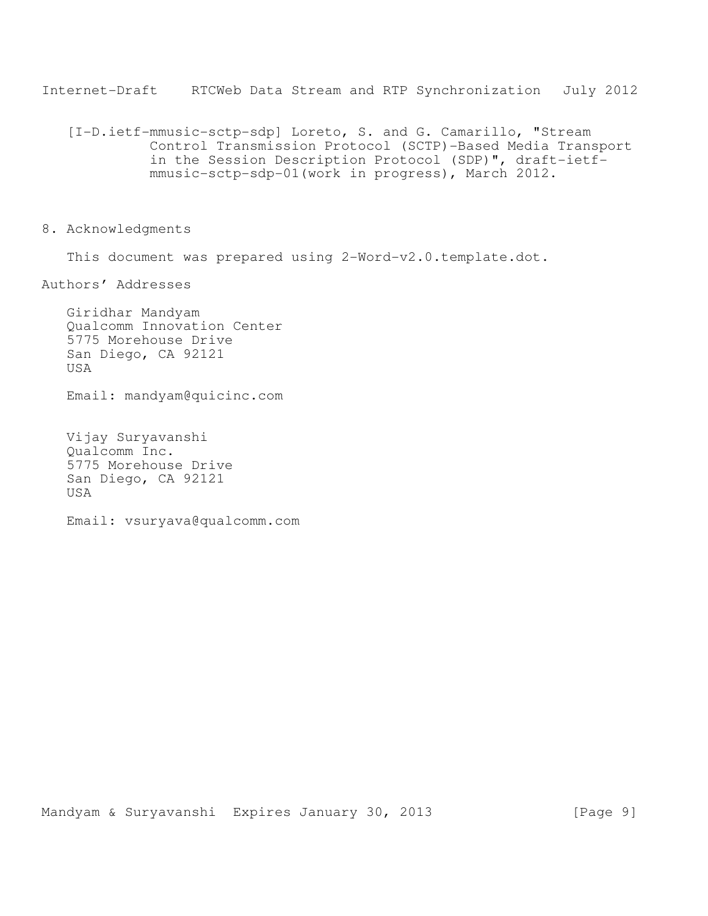[I-D.ietf-mmusic-sctp-sdp] Loreto, S. and G. Camarillo, "Stream Control Transmission Protocol (SCTP)-Based Media Transport in the Session Description Protocol (SDP)", draft-ietf-mmusic-sctp-sdp-01(work in progress), March 2012.

## 8. Acknowledgments

This document was prepared using 2-Word-v2.0.template.dot.

## Authors' Addresses

Giridhar Mandyam
Qualcomm Innovation Center
5775 Morehouse Drive
San Diego, CA 92121
USA

Email: mandyam@quicinc.com

Vijay Suryavanshi
Qualcomm Inc.
5775 Morehouse Drive
San Diego, CA 92121
USA

Email: vsuryava@qualcomm.com